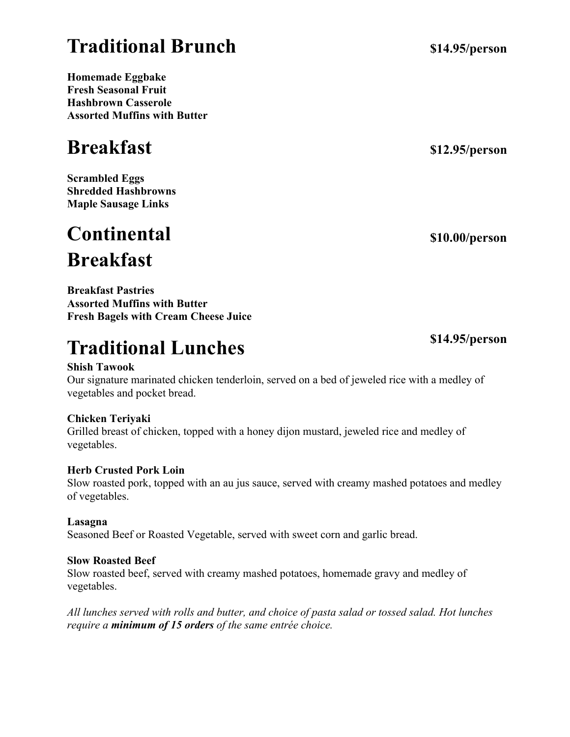# Traditional Brunch

**$14.95/person**

**Homemade Eggbake**
**Fresh Seasonal Fruit**
**Hashbrown Casserole**
**Assorted Muffins with Butter**

# Breakfast

**$12.95/person**

**Scrambled Eggs**
**Shredded Hashbrowns**
**Maple Sausage Links**

# Continental Breakfast

**$10.00/person**

**Breakfast Pastries**
**Assorted Muffins with Butter**
**Fresh Bagels with Cream Cheese Juice**

# Traditional Lunches

**$14.95/person**

**Shish Tawook**
Our signature marinated chicken tenderloin, served on a bed of jeweled rice with a medley of vegetables and pocket bread.

**Chicken Teriyaki**
Grilled breast of chicken, topped with a honey dijon mustard, jeweled rice and medley of vegetables.

**Herb Crusted Pork Loin**
Slow roasted pork, topped with an au jus sauce, served with creamy mashed potatoes and medley of vegetables.

**Lasagna**
Seasoned Beef or Roasted Vegetable, served with sweet corn and garlic bread.

**Slow Roasted Beef**
Slow roasted beef, served with creamy mashed potatoes, homemade gravy and medley of vegetables.

*All lunches served with rolls and butter, and choice of pasta salad or tossed salad. Hot lunches require a* ***minimum of 15 orders*** *of the same entrée choice.*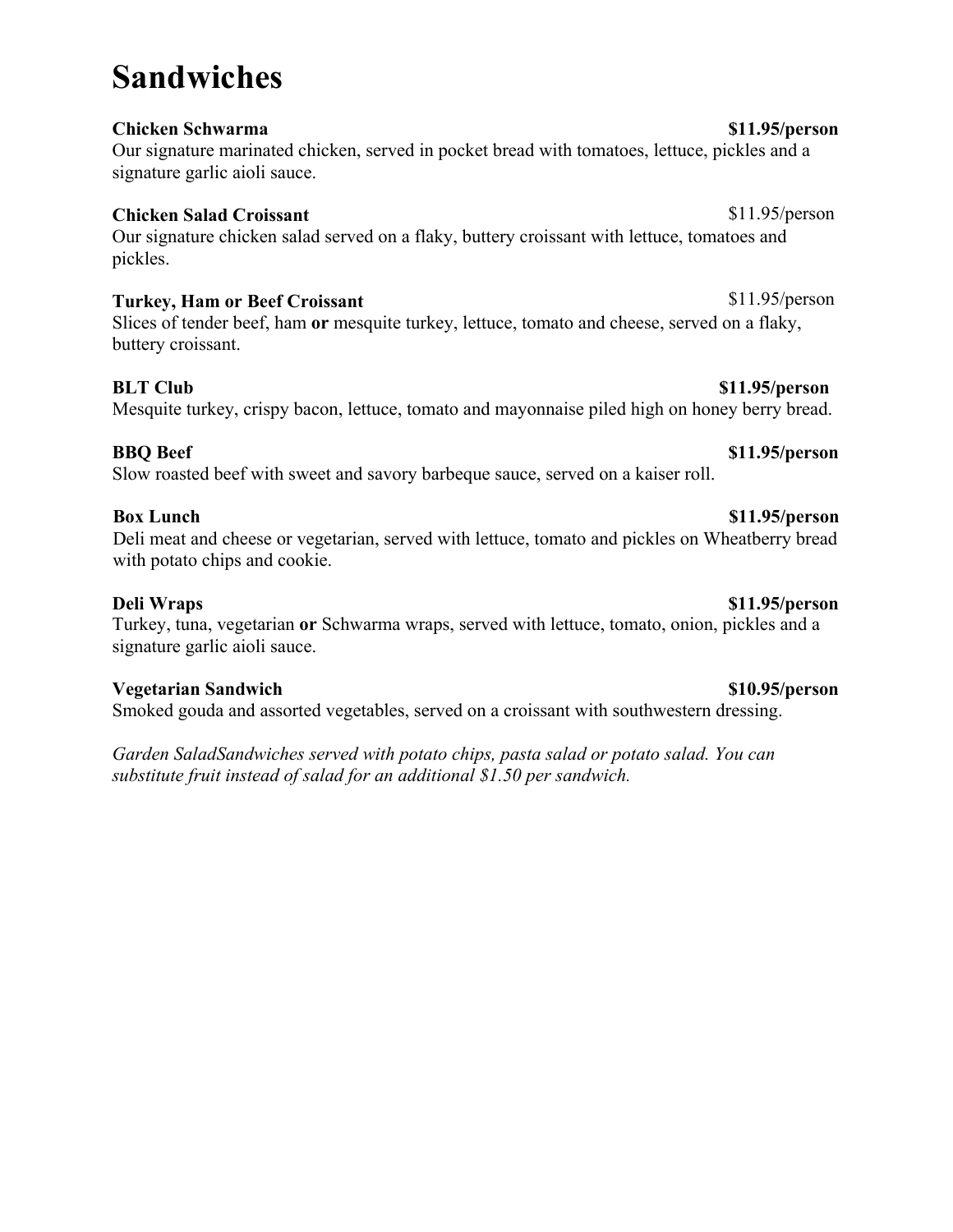# Sandwiches

**Chicken Schwarma** **$11.95/person**
Our signature marinated chicken, served in pocket bread with tomatoes, lettuce, pickles and a signature garlic aioli sauce.

**Chicken Salad Croissant** $11.95/person
Our signature chicken salad served on a flaky, buttery croissant with lettuce, tomatoes and pickles.

**Turkey, Ham or Beef Croissant** $11.95/person
Slices of tender beef, ham **or** mesquite turkey, lettuce, tomato and cheese, served on a flaky, buttery croissant.

**BLT Club** **$11.95/person**
Mesquite turkey, crispy bacon, lettuce, tomato and mayonnaise piled high on honey berry bread.

**BBQ Beef** **$11.95/person**
Slow roasted beef with sweet and savory barbeque sauce, served on a kaiser roll.

**Box Lunch** **$11.95/person**
Deli meat and cheese or vegetarian, served with lettuce, tomato and pickles on Wheatberry bread with potato chips and cookie.

**Deli Wraps** **$11.95/person**
Turkey, tuna, vegetarian **or** Schwarma wraps, served with lettuce, tomato, onion, pickles and a signature garlic aioli sauce.

**Vegetarian Sandwich** **$10.95/person**
Smoked gouda and assorted vegetables, served on a croissant with southwestern dressing.

*Garden SaladSandwiches served with potato chips, pasta salad or potato salad. You can substitute fruit instead of salad for an additional $1.50 per sandwich.*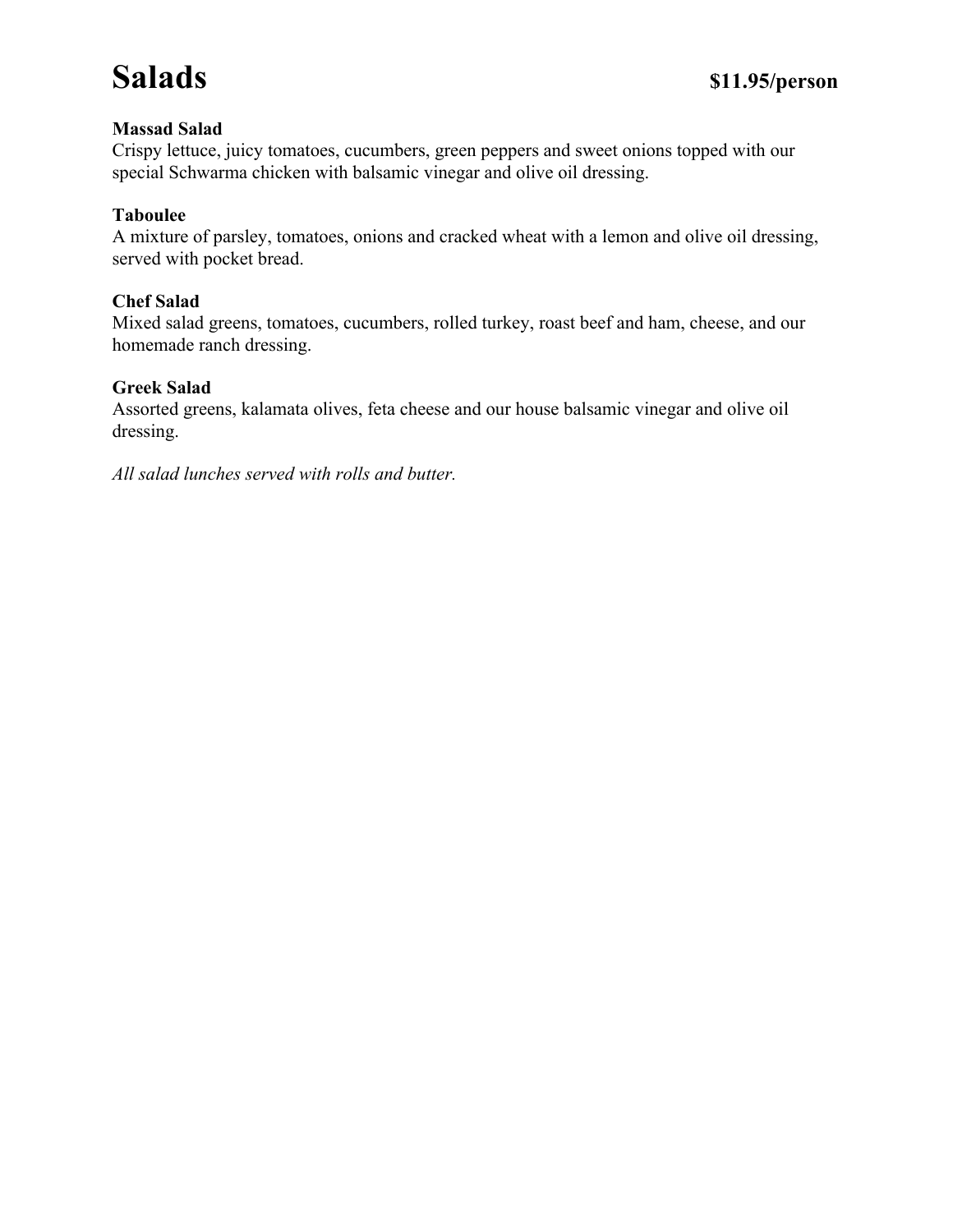# Salads **$11.95/person**

**Massad Salad**
Crispy lettuce, juicy tomatoes, cucumbers, green peppers and sweet onions topped with our special Schwarma chicken with balsamic vinegar and olive oil dressing.

**Taboulee**
A mixture of parsley, tomatoes, onions and cracked wheat with a lemon and olive oil dressing, served with pocket bread.

**Chef Salad**
Mixed salad greens, tomatoes, cucumbers, rolled turkey, roast beef and ham, cheese, and our homemade ranch dressing.

**Greek Salad**
Assorted greens, kalamata olives, feta cheese and our house balsamic vinegar and olive oil dressing.

*All salad lunches served with rolls and butter.*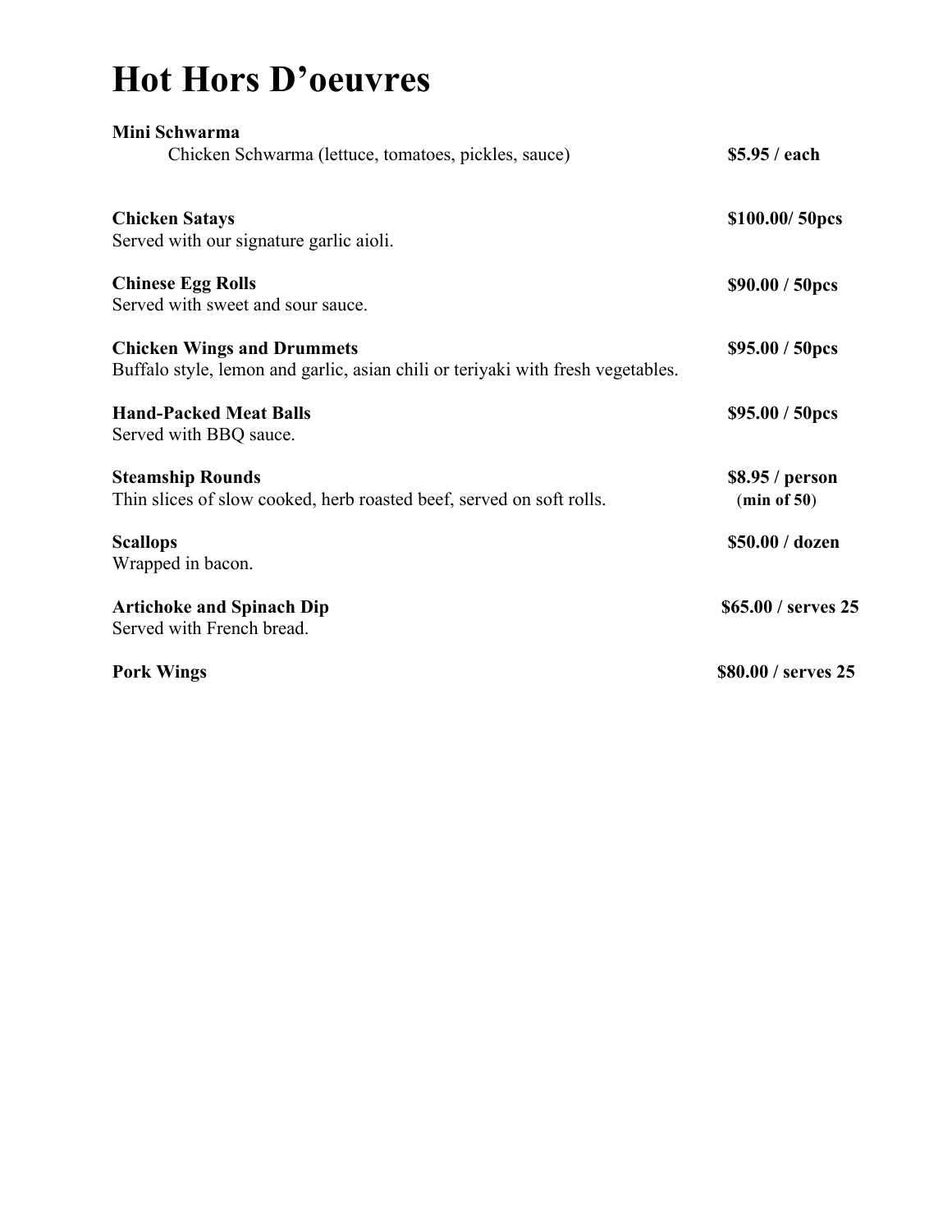# Hot Hors D'oeuvres

**Mini Schwarma**
Chicken Schwarma (lettuce, tomatoes, pickles, sauce) **$5.95 / each**

**Chicken Satays** **$100.00/ 50pcs**
Served with our signature garlic aioli.

**Chinese Egg Rolls** **$90.00 / 50pcs**
Served with sweet and sour sauce.

**Chicken Wings and Drummets** **$95.00 / 50pcs**
Buffalo style, lemon and garlic, asian chili or teriyaki with fresh vegetables.

**Hand-Packed Meat Balls** **$95.00 / 50pcs**
Served with BBQ sauce.

**Steamship Rounds** **$8.95 / person (min of 50)**
Thin slices of slow cooked, herb roasted beef, served on soft rolls.

**Scallops** **$50.00 / dozen**
Wrapped in bacon.

**Artichoke and Spinach Dip** **$65.00 / serves 25**
Served with French bread.

**Pork Wings** **$80.00 / serves 25**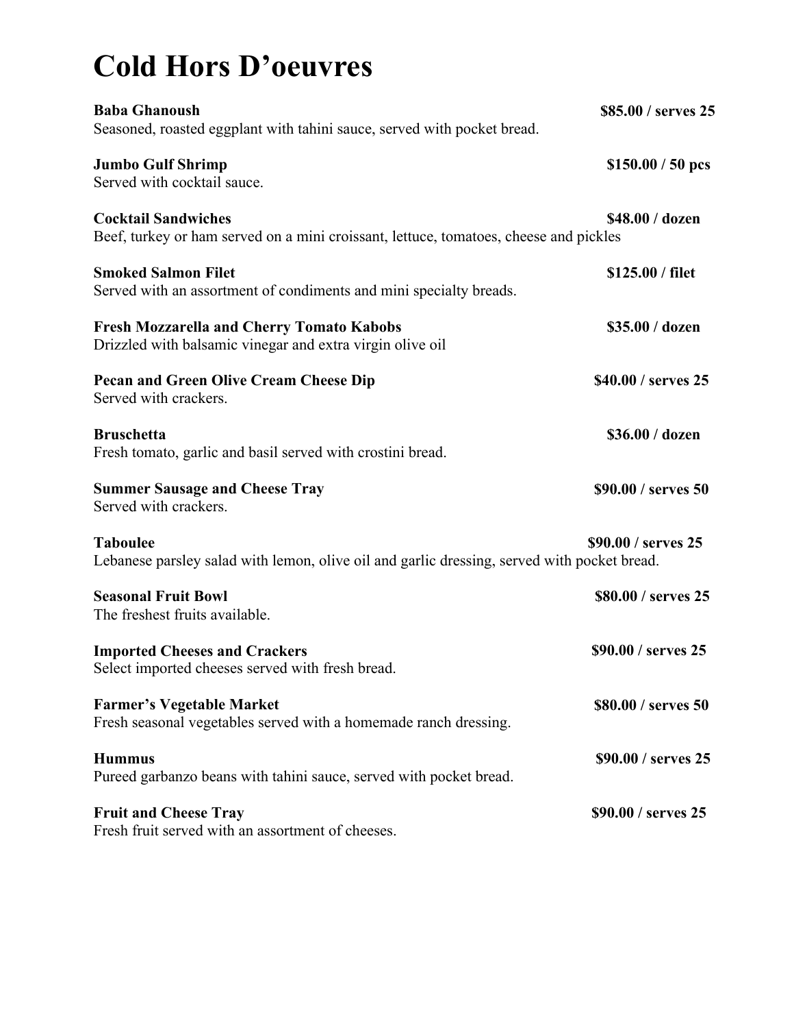# Cold Hors D'oeuvres

**Baba Ghanoush** **$85.00 / serves 25**
Seasoned, roasted eggplant with tahini sauce, served with pocket bread.

**Jumbo Gulf Shrimp** **$150.00 / 50 pcs**
Served with cocktail sauce.

**Cocktail Sandwiches** **$48.00 / dozen**
Beef, turkey or ham served on a mini croissant, lettuce, tomatoes, cheese and pickles

**Smoked Salmon Filet** **$125.00 / filet**
Served with an assortment of condiments and mini specialty breads.

**Fresh Mozzarella and Cherry Tomato Kabobs** **$35.00 / dozen**
Drizzled with balsamic vinegar and extra virgin olive oil

**Pecan and Green Olive Cream Cheese Dip** **$40.00 / serves 25**
Served with crackers.

**Bruschetta** **$36.00 / dozen**
Fresh tomato, garlic and basil served with crostini bread.

**Summer Sausage and Cheese Tray** **$90.00 / serves 50**
Served with crackers.

**Taboulee** **$90.00 / serves 25**
Lebanese parsley salad with lemon, olive oil and garlic dressing, served with pocket bread.

**Seasonal Fruit Bowl** **$80.00 / serves 25**
The freshest fruits available.

**Imported Cheeses and Crackers** **$90.00 / serves 25**
Select imported cheeses served with fresh bread.

**Farmer's Vegetable Market** **$80.00 / serves 50**
Fresh seasonal vegetables served with a homemade ranch dressing.

**Hummus** **$90.00 / serves 25**
Pureed garbanzo beans with tahini sauce, served with pocket bread.

**Fruit and Cheese Tray** **$90.00 / serves 25**
Fresh fruit served with an assortment of cheeses.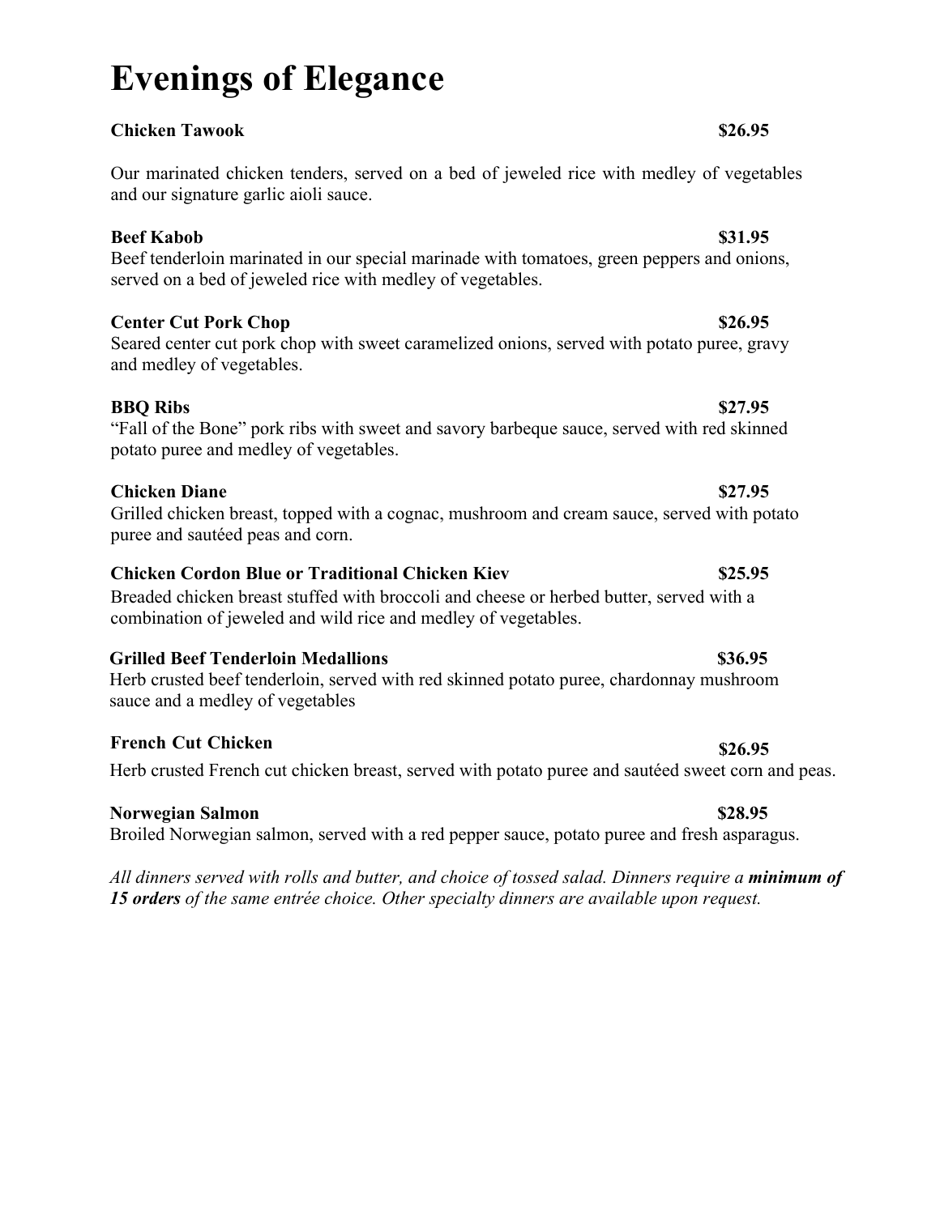# Evenings of Elegance

**Chicken Tawook** **$26.95**

Our marinated chicken tenders, served on a bed of jeweled rice with medley of vegetables and our signature garlic aioli sauce.

**Beef Kabob** **$31.95**
Beef tenderloin marinated in our special marinade with tomatoes, green peppers and onions, served on a bed of jeweled rice with medley of vegetables.

**Center Cut Pork Chop** **$26.95**
Seared center cut pork chop with sweet caramelized onions, served with potato puree, gravy and medley of vegetables.

**BBQ Ribs** **$27.95**
"Fall of the Bone" pork ribs with sweet and savory barbeque sauce, served with red skinned potato puree and medley of vegetables.

**Chicken Diane** **$27.95**
Grilled chicken breast, topped with a cognac, mushroom and cream sauce, served with potato puree and sautéed peas and corn.

**Chicken Cordon Blue or Traditional Chicken Kiev** **$25.95**
Breaded chicken breast stuffed with broccoli and cheese or herbed butter, served with a combination of jeweled and wild rice and medley of vegetables.

**Grilled Beef Tenderloin Medallions** **$36.95**
Herb crusted beef tenderloin, served with red skinned potato puree, chardonnay mushroom sauce and a medley of vegetables

**French Cut Chicken** **$26.95**
Herb crusted French cut chicken breast, served with potato puree and sautéed sweet corn and peas.

**Norwegian Salmon** **$28.95**
Broiled Norwegian salmon, served with a red pepper sauce, potato puree and fresh asparagus.

*All dinners served with rolls and butter, and choice of tossed salad. Dinners require a* ***minimum of 15 orders*** *of the same entrée choice. Other specialty dinners are available upon request.*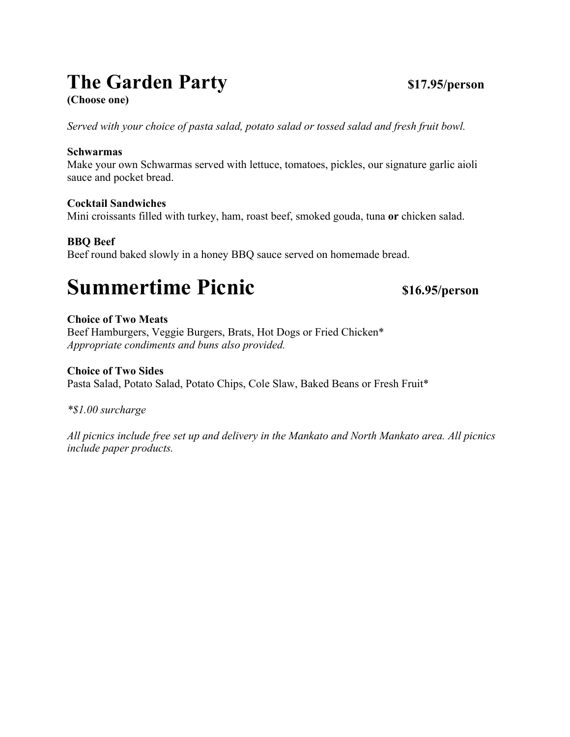# The Garden Party $17.95/person

**(Choose one)**

*Served with your choice of pasta salad, potato salad or tossed salad and fresh fruit bowl.*

**Schwarmas**
Make your own Schwarmas served with lettuce, tomatoes, pickles, our signature garlic aioli sauce and pocket bread.

**Cocktail Sandwiches**
Mini croissants filled with turkey, ham, roast beef, smoked gouda, tuna **or** chicken salad.

**BBQ Beef**
Beef round baked slowly in a honey BBQ sauce served on homemade bread.

# Summertime Picnic $16.95/person

**Choice of Two Meats**
Beef Hamburgers, Veggie Burgers, Brats, Hot Dogs or Fried Chicken*
*Appropriate condiments and buns also provided.*

**Choice of Two Sides**
Pasta Salad, Potato Salad, Potato Chips, Cole Slaw, Baked Beans or Fresh Fruit*

*\*$1.00 surcharge*

*All picnics include free set up and delivery in the Mankato and North Mankato area. All picnics include paper products.*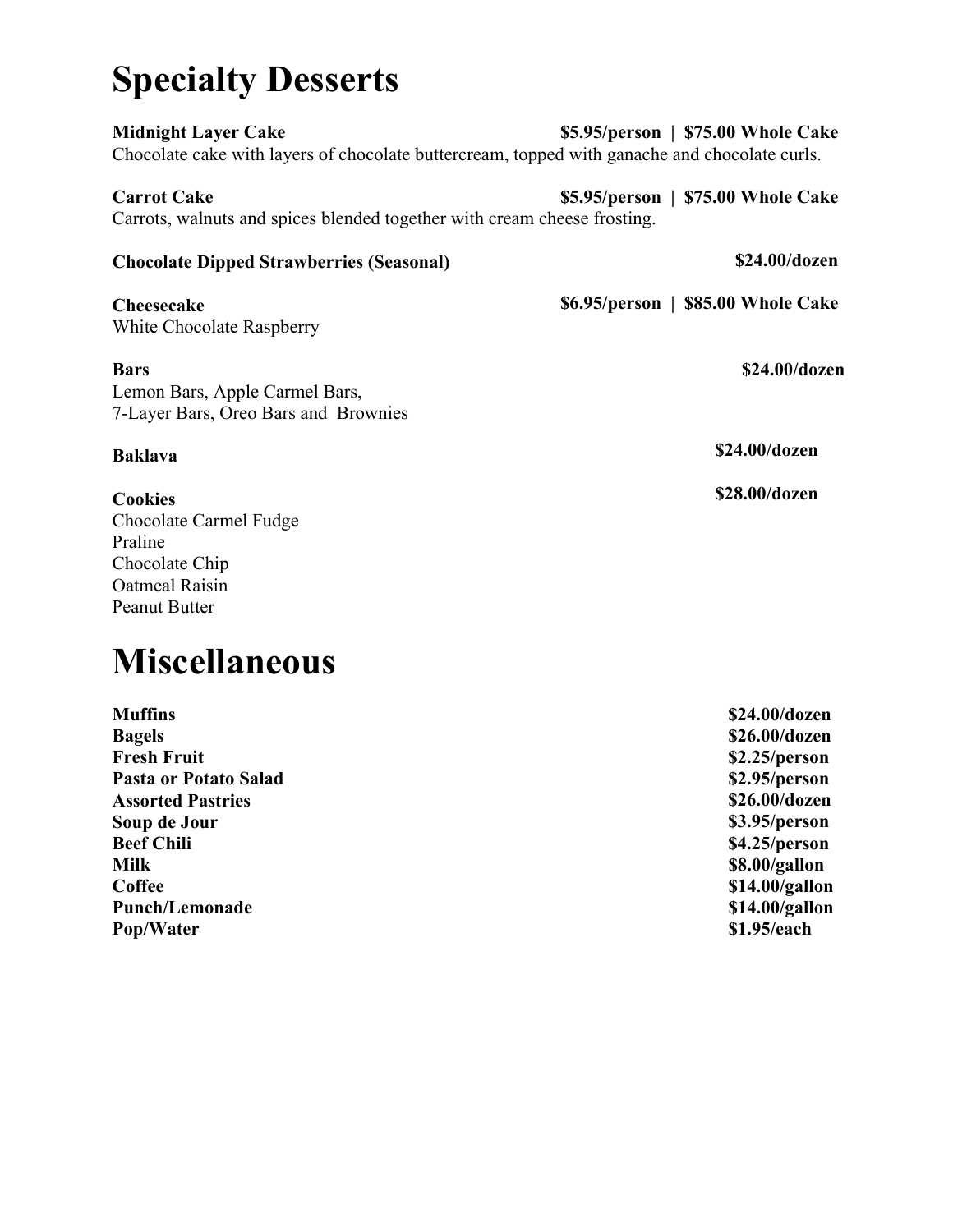# Specialty Desserts

**Midnight Layer Cake** **$5.95/person | $75.00 Whole Cake**
Chocolate cake with layers of chocolate buttercream, topped with ganache and chocolate curls.

**Carrot Cake** **$5.95/person | $75.00 Whole Cake**
Carrots, walnuts and spices blended together with cream cheese frosting.

**Chocolate Dipped Strawberries (Seasonal)** **$24.00/dozen**

**Cheesecake** **$6.95/person | $85.00 Whole Cake**
White Chocolate Raspberry

**Bars** **$24.00/dozen**
Lemon Bars, Apple Carmel Bars,
7-Layer Bars, Oreo Bars and Brownies

**Baklava** **$24.00/dozen**

**Cookies** **$28.00/dozen**
Chocolate Carmel Fudge
Praline
Chocolate Chip
Oatmeal Raisin
Peanut Butter

# Miscellaneous

| | |
|---|---|
| **Muffins** | **$24.00/dozen** |
| **Bagels** | **$26.00/dozen** |
| **Fresh Fruit** | **$2.25/person** |
| **Pasta or Potato Salad** | **$2.95/person** |
| **Assorted Pastries** | **$26.00/dozen** |
| **Soup de Jour** | **$3.95/person** |
| **Beef Chili** | **$4.25/person** |
| **Milk** | **$8.00/gallon** |
| **Coffee** | **$14.00/gallon** |
| **Punch/Lemonade** | **$14.00/gallon** |
| **Pop/Water** | **$1.95/each** |